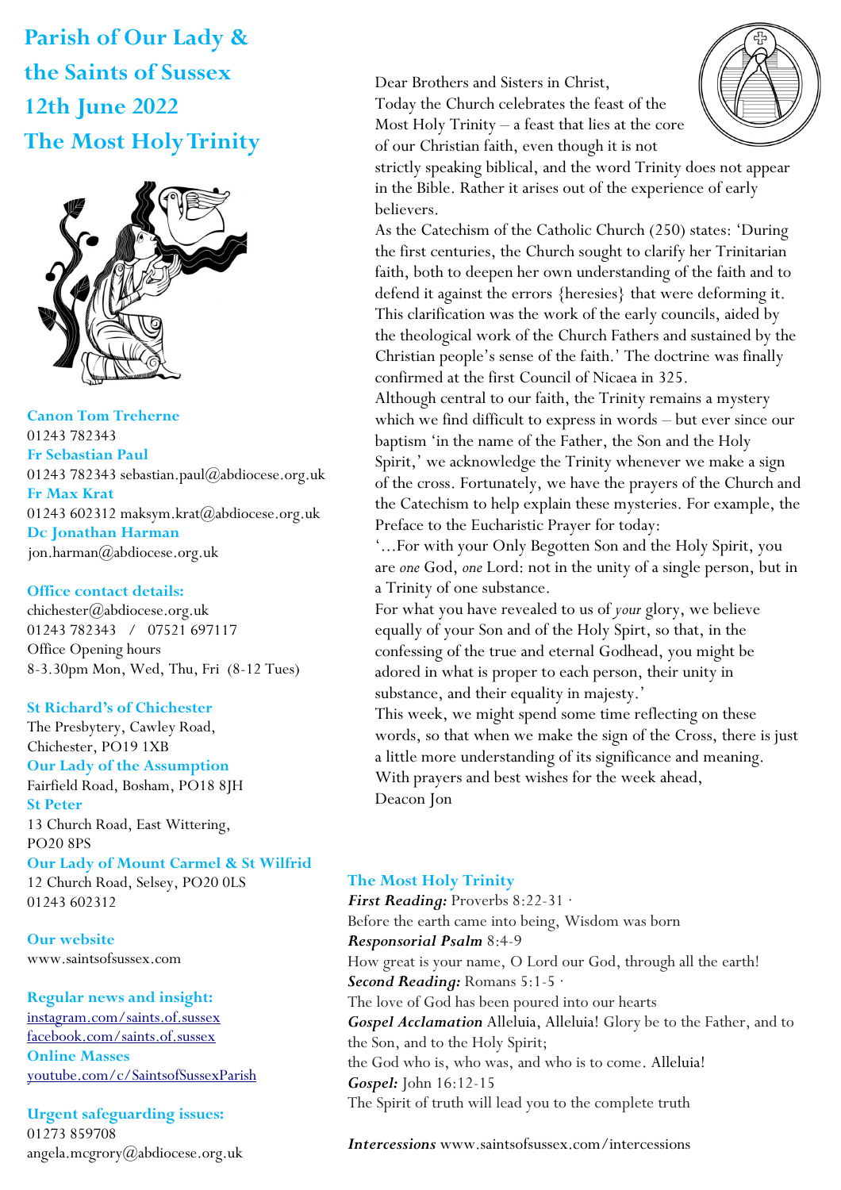# Parish of Our Lady & the Saints of Sussex
## 12th June 2022
## The Most Holy Trinity

**Canon Tom Treherne**
01243 782343

**Fr Sebastian Paul**
01243 782343 sebastian.paul@abdiocese.org.uk

**Fr Max Krat**
01243 602312 maksym.krat@abdiocese.org.uk

**Dc Jonathan Harman**
jon.harman@abdiocese.org.uk

**Office contact details:**
chichester@abdiocese.org.uk
01243 782343 / 07521 697117
Office Opening hours
8-3.30pm Mon, Wed, Thu, Fri (8-12 Tues)

**St Richard's of Chichester**
The Presbytery, Cawley Road, Chichester, PO19 1XB

**Our Lady of the Assumption**
Fairfield Road, Bosham, PO18 8JH

**St Peter**
13 Church Road, East Wittering, PO20 8PS

**Our Lady of Mount Carmel & St Wilfrid**
12 Church Road, Selsey, PO20 0LS
01243 602312

**Our website**
www.saintsofsussex.com

**Regular news and insight:**
instagram.com/saints.of.sussex
facebook.com/saints.of.sussex

**Online Masses**
youtube.com/c/SaintsofSussexParish

**Urgent safeguarding issues:**
01273 859708
angela.mcgrory@abdiocese.org.uk

Dear Brothers and Sisters in Christ,
Today the Church celebrates the feast of the Most Holy Trinity – a feast that lies at the core of our Christian faith, even though it is not strictly speaking biblical, and the word Trinity does not appear in the Bible. Rather it arises out of the experience of early believers.

As the Catechism of the Catholic Church (250) states: 'During the first centuries, the Church sought to clarify her Trinitarian faith, both to deepen her own understanding of the faith and to defend it against the errors {heresies} that were deforming it. This clarification was the work of the early councils, aided by the theological work of the Church Fathers and sustained by the Christian people's sense of the faith.' The doctrine was finally confirmed at the first Council of Nicaea in 325.

Although central to our faith, the Trinity remains a mystery which we find difficult to express in words – but ever since our baptism 'in the name of the Father, the Son and the Holy Spirit,' we acknowledge the Trinity whenever we make a sign of the cross. Fortunately, we have the prayers of the Church and the Catechism to help explain these mysteries. For example, the Preface to the Eucharistic Prayer for today:

'...For with your Only Begotten Son and the Holy Spirit, you are *one* God, *one* Lord: not in the unity of a single person, but in a Trinity of one substance.

For what you have revealed to us of *your* glory, we believe equally of your Son and of the Holy Spirt, so that, in the confessing of the true and eternal Godhead, you might be adored in what is proper to each person, their unity in substance, and their equality in majesty.'

This week, we might spend some time reflecting on these words, so that when we make the sign of the Cross, there is just a little more understanding of its significance and meaning.

With prayers and best wishes for the week ahead,
Deacon Jon

### The Most Holy Trinity

***First Reading:*** Proverbs 8:22-31 ·
Before the earth came into being, Wisdom was born

***Responsorial Psalm*** 8:4-9
How great is your name, O Lord our God, through all the earth!

***Second Reading:*** Romans 5:1-5 ·
The love of God has been poured into our hearts

***Gospel Acclamation*** Alleluia, Alleluia! Glory be to the Father, and to the Son, and to the Holy Spirit;
the God who is, who was, and who is to come. Alleluia!

***Gospel:*** John 16:12-15
The Spirit of truth will lead you to the complete truth

***Intercessions*** www.saintsofsussex.com/intercessions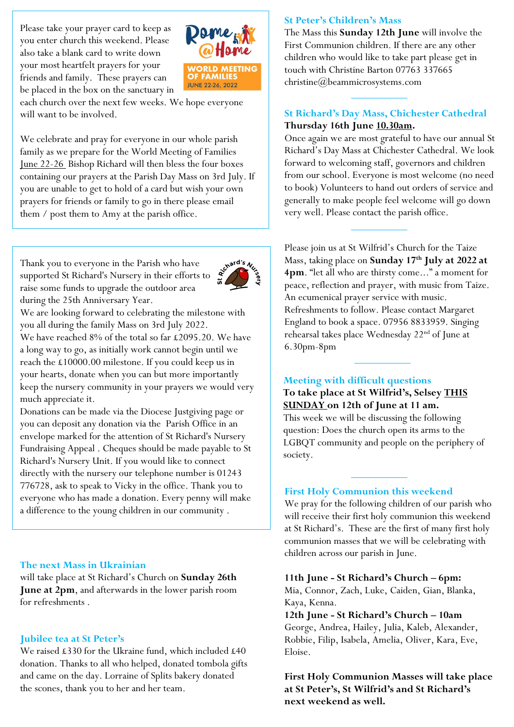Please take your prayer card to keep as you enter church this weekend. Please also take a blank card to write down your most heartfelt prayers for your friends and family. These prayers can be placed in the box on the sanctuary in each church over the next few weeks. We hope everyone will want to be involved.

We celebrate and pray for everyone in our whole parish family as we prepare for the World Meeting of Families June 22-26 Bishop Richard will then bless the four boxes containing our prayers at the Parish Day Mass on 3rd July. If you are unable to get to hold of a card but wish your own prayers for friends or family to go in there please email them / post them to Amy at the parish office.

Thank you to everyone in the Parish who have supported St Richard's Nursery in their efforts to raise some funds to upgrade the outdoor area during the 25th Anniversary Year.
We are looking forward to celebrating the milestone with you all during the family Mass on 3rd July 2022.
We have reached 8% of the total so far £2095.20. We have a long way to go, as initially work cannot begin until we reach the £10000.00 milestone. If you could keep us in your hearts, donate when you can but more importantly keep the nursery community in your prayers we would very much appreciate it.
Donations can be made via the Diocese Justgiving page or you can deposit any donation via the Parish Office in an envelope marked for the attention of St Richard's Nursery Fundraising Appeal . Cheques should be made payable to St Richard's Nursery Unit. If you would like to connect directly with the nursery our telephone number is 01243 776728, ask to speak to Vicky in the office. Thank you to everyone who has made a donation. Every penny will make a difference to the young children in our community .

## The next Mass in Ukrainian

will take place at St Richard's Church on **Sunday 26th June at 2pm**, and afterwards in the lower parish room for refreshments .

## Jubilee tea at St Peter's

We raised £330 for the Ukraine fund, which included £40 donation. Thanks to all who helped, donated tombola gifts and came on the day. Lorraine of Splits bakery donated the scones, thank you to her and her team.

## St Peter's Children's Mass

The Mass this **Sunday 12th June** will involve the First Communion children. If there are any other children who would like to take part please get in touch with Christine Barton 07763 337665 christine@beammicrosystems.com

## St Richard's Day Mass, Chichester Cathedral

**Thursday 16th June 10.30am.**

Once again we are most grateful to have our annual St Richard's Day Mass at Chichester Cathedral. We look forward to welcoming staff, governors and children from our school. Everyone is most welcome (no need to book) Volunteers to hand out orders of service and generally to make people feel welcome will go down very well. Please contact the parish office.

Please join us at St Wilfrid's Church for the Taize Mass, taking place on **Sunday 17th July at 2022 at 4pm**. "let all who are thirsty come…" a moment for peace, reflection and prayer, with music from Taize. An ecumenical prayer service with music. Refreshments to follow. Please contact Margaret England to book a space. 07956 8833959. Singing rehearsal takes place Wednesday 22nd of June at 6.30pm-8pm

## Meeting with difficult questions

**To take place at St Wilfrid's, Selsey THIS SUNDAY on 12th of June at 11 am.**

This week we will be discussing the following question: Does the church open its arms to the LGBQT community and people on the periphery of society.

## First Holy Communion this weekend

We pray for the following children of our parish who will receive their first holy communion this weekend at St Richard's. These are the first of many first holy communion masses that we will be celebrating with children across our parish in June.

**11th June - St Richard's Church – 6pm:**
Mia, Connor, Zach, Luke, Caiden, Gian, Blanka, Kaya, Kenna.

**12th June - St Richard's Church – 10am**
George, Andrea, Hailey, Julia, Kaleb, Alexander, Robbie, Filip, Isabela, Amelia, Oliver, Kara, Eve, Eloise.

**First Holy Communion Masses will take place at St Peter's, St Wilfrid's and St Richard's next weekend as well.**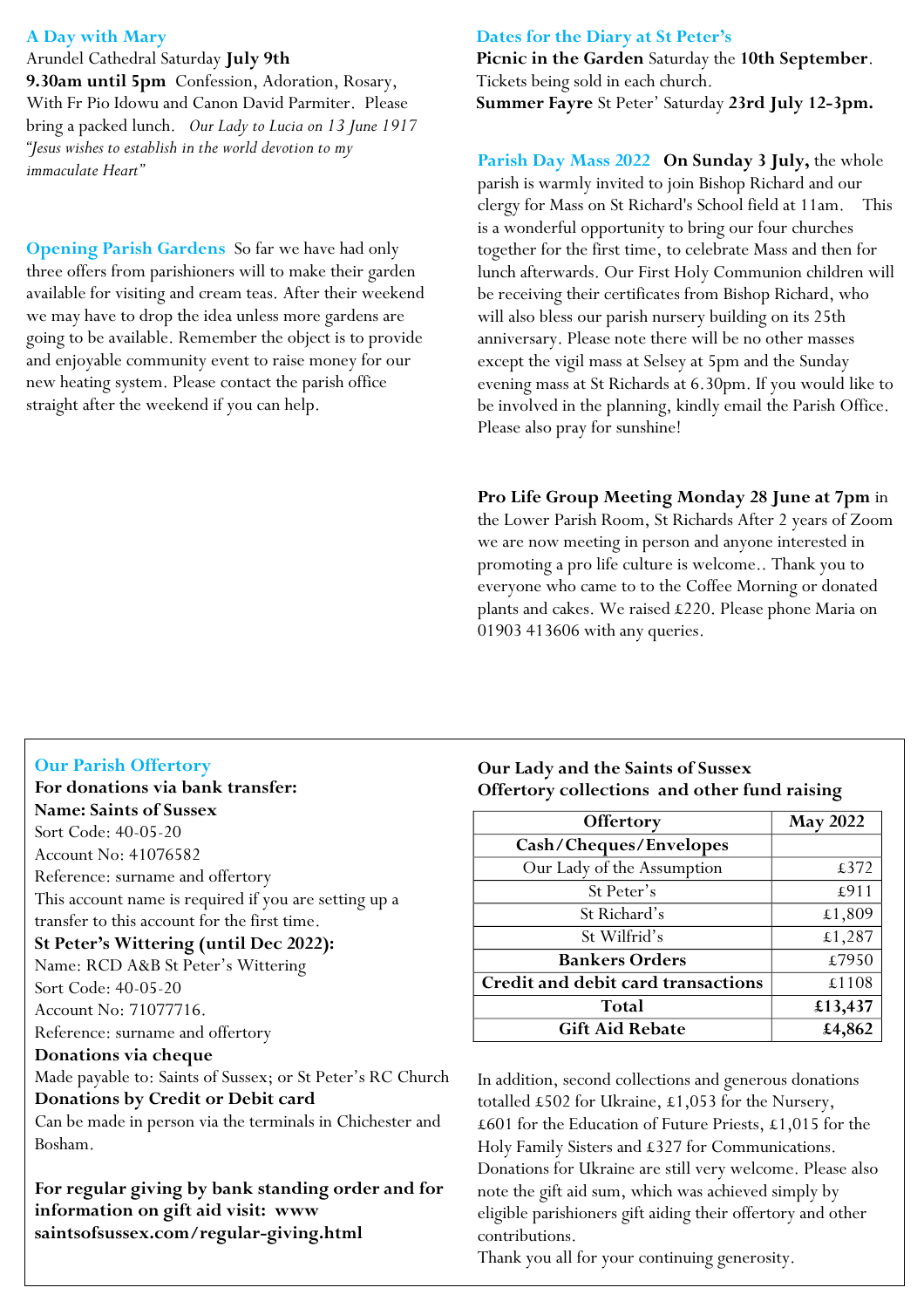## A Day with Mary

Arundel Cathedral Saturday **July 9th**
**9.30am until 5pm** Confession, Adoration, Rosary, With Fr Pio Idowu and Canon David Parmiter. Please bring a packed lunch. *Our Lady to Lucia on 13 June 1917 "Jesus wishes to establish in the world devotion to my immaculate Heart"*

## Opening Parish Gardens

So far we have had only three offers from parishioners will to make their garden available for visiting and cream teas. After their weekend we may have to drop the idea unless more gardens are going to be available. Remember the object is to provide and enjoyable community event to raise money for our new heating system. Please contact the parish office straight after the weekend if you can help.

## Dates for the Diary at St Peter's

**Picnic in the Garden** Saturday the **10th September**. Tickets being sold in each church.
**Summer Fayre** St Peter' Saturday **23rd July 12-3pm.**

## Parish Day Mass 2022

**On Sunday 3 July,** the whole parish is warmly invited to join Bishop Richard and our clergy for Mass on St Richard's School field at 11am. This is a wonderful opportunity to bring our four churches together for the first time, to celebrate Mass and then for lunch afterwards. Our First Holy Communion children will be receiving their certificates from Bishop Richard, who will also bless our parish nursery building on its 25th anniversary. Please note there will be no other masses except the vigil mass at Selsey at 5pm and the Sunday evening mass at St Richards at 6.30pm. If you would like to be involved in the planning, kindly email the Parish Office. Please also pray for sunshine!

**Pro Life Group Meeting Monday 28 June at 7pm** in the Lower Parish Room, St Richards After 2 years of Zoom we are now meeting in person and anyone interested in promoting a pro life culture is welcome.. Thank you to everyone who came to to the Coffee Morning or donated plants and cakes. We raised £220. Please phone Maria on 01903 413606 with any queries.

## Our Parish Offertory

**For donations via bank transfer:**
**Name: Saints of Sussex**
Sort Code: 40-05-20
Account No: 41076582
Reference: surname and offertory
This account name is required if you are setting up a transfer to this account for the first time.
**St Peter's Wittering (until Dec 2022):**
Name: RCD A&B St Peter's Wittering
Sort Code: 40-05-20
Account No: 71077716.
Reference: surname and offertory
**Donations via cheque**
Made payable to: Saints of Sussex; or St Peter's RC Church
**Donations by Credit or Debit card**
Can be made in person via the terminals in Chichester and Bosham.

**For regular giving by bank standing order and for information on gift aid visit: www saintsofsussex.com/regular-giving.html**

## Our Lady and the Saints of Sussex Offertory collections and other fund raising

| Offertory | May 2022 |
|---|---|
| **Cash/Cheques/Envelopes** | |
| Our Lady of the Assumption | £372 |
| St Peter's | £911 |
| St Richard's | £1,809 |
| St Wilfrid's | £1,287 |
| **Bankers Orders** | £7950 |
| **Credit and debit card transactions** | £1108 |
| **Total** | **£13,437** |
| **Gift Aid Rebate** | **£4,862** |

In addition, second collections and generous donations totalled £502 for Ukraine, £1,053 for the Nursery, £601 for the Education of Future Priests, £1,015 for the Holy Family Sisters and £327 for Communications. Donations for Ukraine are still very welcome. Please also note the gift aid sum, which was achieved simply by eligible parishioners gift aiding their offertory and other contributions.
Thank you all for your continuing generosity.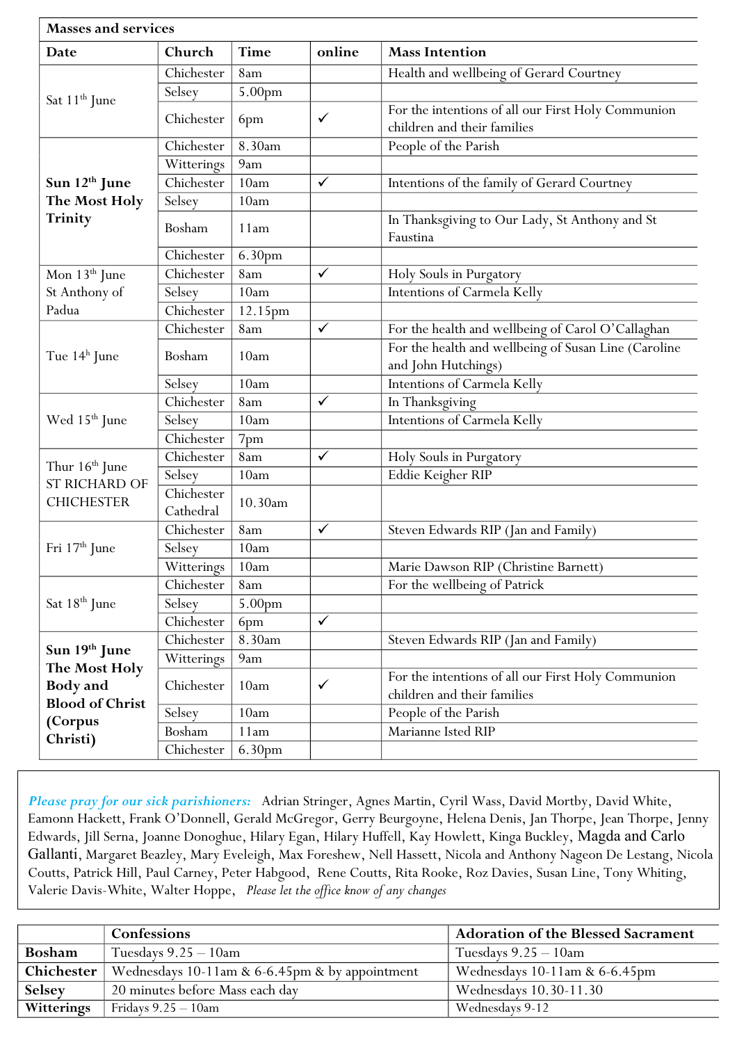| Masses and services | | | | |
|---|---|---|---|---|
| **Date** | **Church** | **Time** | **online** | **Mass Intention** |
| Sat 11th June | Chichester | 8am | | Health and wellbeing of Gerard Courtney |
| | Selsey | 5.00pm | | |
| | Chichester | 6pm | ✓ | For the intentions of all our First Holy Communion children and their families |
| **Sun 12th June The Most Holy Trinity** | Chichester | 8.30am | | People of the Parish |
| | Witterings | 9am | | |
| | Chichester | 10am | ✓ | Intentions of the family of Gerard Courtney |
| | Selsey | 10am | | |
| | Bosham | 11am | | In Thanksgiving to Our Lady, St Anthony and St Faustina |
| | Chichester | 6.30pm | | |
| Mon 13th June St Anthony of Padua | Chichester | 8am | ✓ | Holy Souls in Purgatory |
| | Selsey | 10am | | Intentions of Carmela Kelly |
| | Chichester | 12.15pm | | |
| Tue 14h June | Chichester | 8am | ✓ | For the health and wellbeing of Carol O'Callaghan |
| | Bosham | 10am | | For the health and wellbeing of Susan Line (Caroline and John Hutchings) |
| | Selsey | 10am | | Intentions of Carmela Kelly |
| Wed 15th June | Chichester | 8am | ✓ | In Thanksgiving |
| | Selsey | 10am | | Intentions of Carmela Kelly |
| | Chichester | 7pm | | |
| Thur 16th June ST RICHARD OF CHICHESTER | Chichester | 8am | ✓ | Holy Souls in Purgatory |
| | Selsey | 10am | | Eddie Keigher RIP |
| | Chichester Cathedral | 10.30am | | |
| Fri 17th June | Chichester | 8am | ✓ | Steven Edwards RIP (Jan and Family) |
| | Selsey | 10am | | |
| | Witterings | 10am | | Marie Dawson RIP (Christine Barnett) |
| Sat 18th June | Chichester | 8am | | For the wellbeing of Patrick |
| | Selsey | 5.00pm | | |
| | Chichester | 6pm | ✓ | |
| **Sun 19th June The Most Holy Body and Blood of Christ (Corpus Christi)** | Chichester | 8.30am | | Steven Edwards RIP (Jan and Family) |
| | Witterings | 9am | | |
| | Chichester | 10am | ✓ | For the intentions of all our First Holy Communion children and their families |
| | Selsey | 10am | | People of the Parish |
| | Bosham | 11am | | Marianne Isted RIP |
| | Chichester | 6.30pm | | |

***Please pray for our sick parishioners:*** Adrian Stringer, Agnes Martin, Cyril Wass, David Mortby, David White, Eamonn Hackett, Frank O'Donnell, Gerald McGregor, Gerry Beurgoyne, Helena Denis, Jan Thorpe, Jean Thorpe, Jenny Edwards, Jill Serna, Joanne Donoghue, Hilary Egan, Hilary Huffell, Kay Howlett, Kinga Buckley, Magda and Carlo Gallanti, Margaret Beazley, Mary Eveleigh, Max Foreshew, Nell Hassett, Nicola and Anthony Nageon De Lestang, Nicola Coutts, Patrick Hill, Paul Carney, Peter Habgood, Rene Coutts, Rita Rooke, Roz Davies, Susan Line, Tony Whiting, Valerie Davis-White, Walter Hoppe, *Please let the office know of any changes*

| | **Confessions** | **Adoration of the Blessed Sacrament** |
|---|---|---|
| **Bosham** | Tuesdays 9.25 – 10am | Tuesdays 9.25 – 10am |
| **Chichester** | Wednesdays 10-11am & 6-6.45pm & by appointment | Wednesdays 10-11am & 6-6.45pm |
| **Selsey** | 20 minutes before Mass each day | Wednesdays 10.30-11.30 |
| **Witterings** | Fridays 9.25 – 10am | Wednesdays 9-12 |